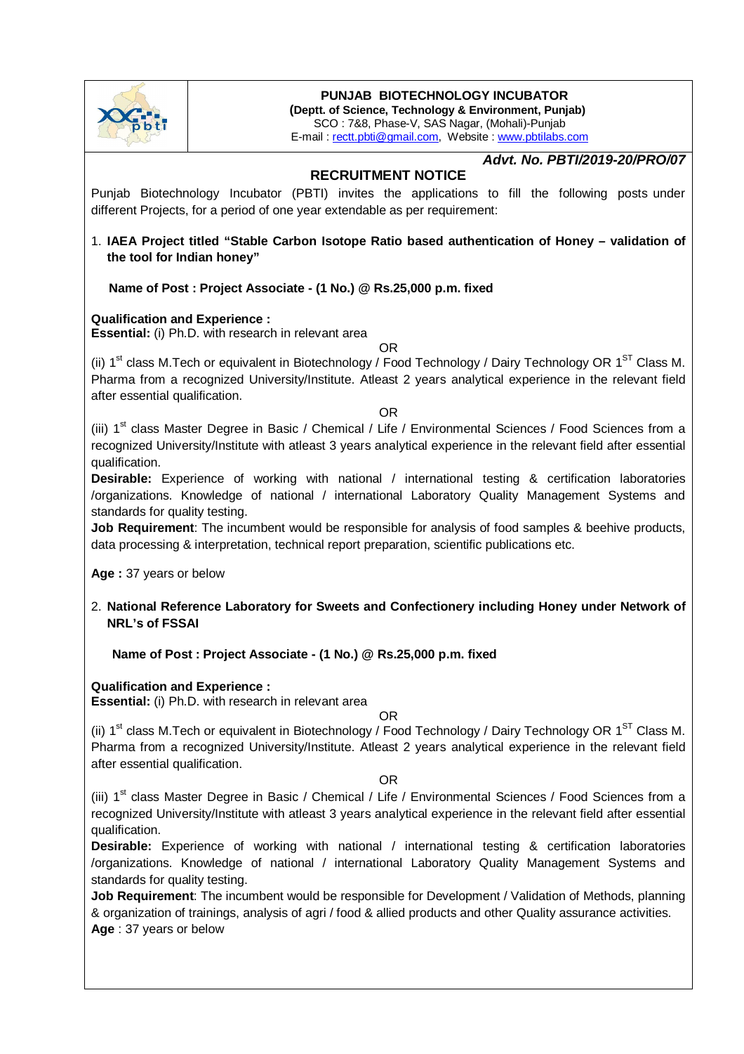**PUNJAB BIOTECHNOLOGY INCUBATOR**
**(Deptt. of Science, Technology & Environment, Punjab)**
SCO : 7&8, Phase-V, SAS Nagar, (Mohali)-Punjab
E-mail : rectt.pbti@gmail.com, Website : www.pbtilabs.com

***Advt. No. PBTI/2019-20/PRO/07***

## RECRUITMENT NOTICE

Punjab Biotechnology Incubator (PBTI) invites the applications to fill the following posts under different Projects, for a period of one year extendable as per requirement:

1. **IAEA Project titled "Stable Carbon Isotope Ratio based authentication of Honey – validation of the tool for Indian honey"**

**Name of Post : Project Associate - (1 No.) @ Rs.25,000 p.m. fixed**

**Qualification and Experience :**
**Essential:** (i) Ph.D. with research in relevant area

OR

(ii) 1st class M.Tech or equivalent in Biotechnology / Food Technology / Dairy Technology OR 1ST Class M. Pharma from a recognized University/Institute. Atleast 2 years analytical experience in the relevant field after essential qualification.

OR

(iii) 1st class Master Degree in Basic / Chemical / Life / Environmental Sciences / Food Sciences from a recognized University/Institute with atleast 3 years analytical experience in the relevant field after essential qualification.

**Desirable:** Experience of working with national / international testing & certification laboratories /organizations. Knowledge of national / international Laboratory Quality Management Systems and standards for quality testing.

**Job Requirement**: The incumbent would be responsible for analysis of food samples & beehive products, data processing & interpretation, technical report preparation, scientific publications etc.

**Age :** 37 years or below

2. **National Reference Laboratory for Sweets and Confectionery including Honey under Network of NRL's of FSSAI**

**Name of Post : Project Associate - (1 No.) @ Rs.25,000 p.m. fixed**

**Qualification and Experience :**
**Essential:** (i) Ph.D. with research in relevant area

OR

(ii) 1st class M.Tech or equivalent in Biotechnology / Food Technology / Dairy Technology OR 1ST Class M. Pharma from a recognized University/Institute. Atleast 2 years analytical experience in the relevant field after essential qualification.

OR

(iii) 1st class Master Degree in Basic / Chemical / Life / Environmental Sciences / Food Sciences from a recognized University/Institute with atleast 3 years analytical experience in the relevant field after essential qualification.

**Desirable:** Experience of working with national / international testing & certification laboratories /organizations. Knowledge of national / international Laboratory Quality Management Systems and standards for quality testing.

**Job Requirement**: The incumbent would be responsible for Development / Validation of Methods, planning & organization of trainings, analysis of agri / food & allied products and other Quality assurance activities.

**Age** : 37 years or below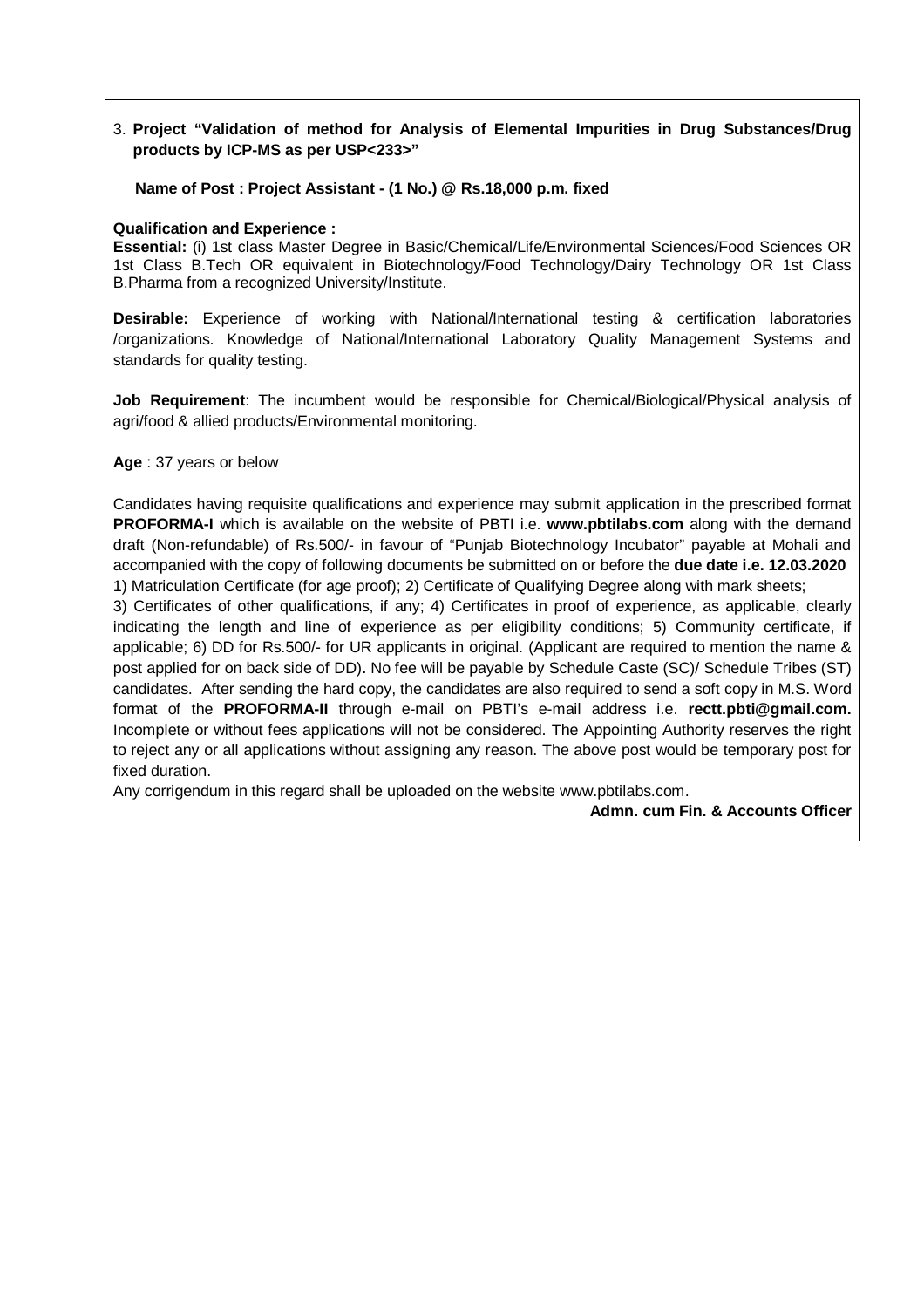3. **Project "Validation of method for Analysis of Elemental Impurities in Drug Substances/Drug products by ICP-MS as per USP<233>"**

**Name of Post : Project Assistant - (1 No.) @ Rs.18,000 p.m. fixed**

**Qualification and Experience :**

**Essential:** (i) 1st class Master Degree in Basic/Chemical/Life/Environmental Sciences/Food Sciences OR 1st Class B.Tech OR equivalent in Biotechnology/Food Technology/Dairy Technology OR 1st Class B.Pharma from a recognized University/Institute.

**Desirable:** Experience of working with National/International testing & certification laboratories /organizations. Knowledge of National/International Laboratory Quality Management Systems and standards for quality testing.

**Job Requirement**: The incumbent would be responsible for Chemical/Biological/Physical analysis of agri/food & allied products/Environmental monitoring.

**Age** : 37 years or below

Candidates having requisite qualifications and experience may submit application in the prescribed format **PROFORMA-I** which is available on the website of PBTI i.e. **www.pbtilabs.com** along with the demand draft (Non-refundable) of Rs.500/- in favour of "Punjab Biotechnology Incubator" payable at Mohali and accompanied with the copy of following documents be submitted on or before the **due date i.e. 12.03.2020**
1) Matriculation Certificate (for age proof); 2) Certificate of Qualifying Degree along with mark sheets;
3) Certificates of other qualifications, if any; 4) Certificates in proof of experience, as applicable, clearly indicating the length and line of experience as per eligibility conditions; 5) Community certificate, if applicable; 6) DD for Rs.500/- for UR applicants in original. (Applicant are required to mention the name & post applied for on back side of DD)**.** No fee will be payable by Schedule Caste (SC)/ Schedule Tribes (ST) candidates. After sending the hard copy, the candidates are also required to send a soft copy in M.S. Word format of the **PROFORMA-II** through e-mail on PBTI's e-mail address i.e. **rectt.pbti@gmail.com.** Incomplete or without fees applications will not be considered. The Appointing Authority reserves the right to reject any or all applications without assigning any reason. The above post would be temporary post for fixed duration.

Any corrigendum in this regard shall be uploaded on the website www.pbtilabs.com.

**Admn. cum Fin. & Accounts Officer**